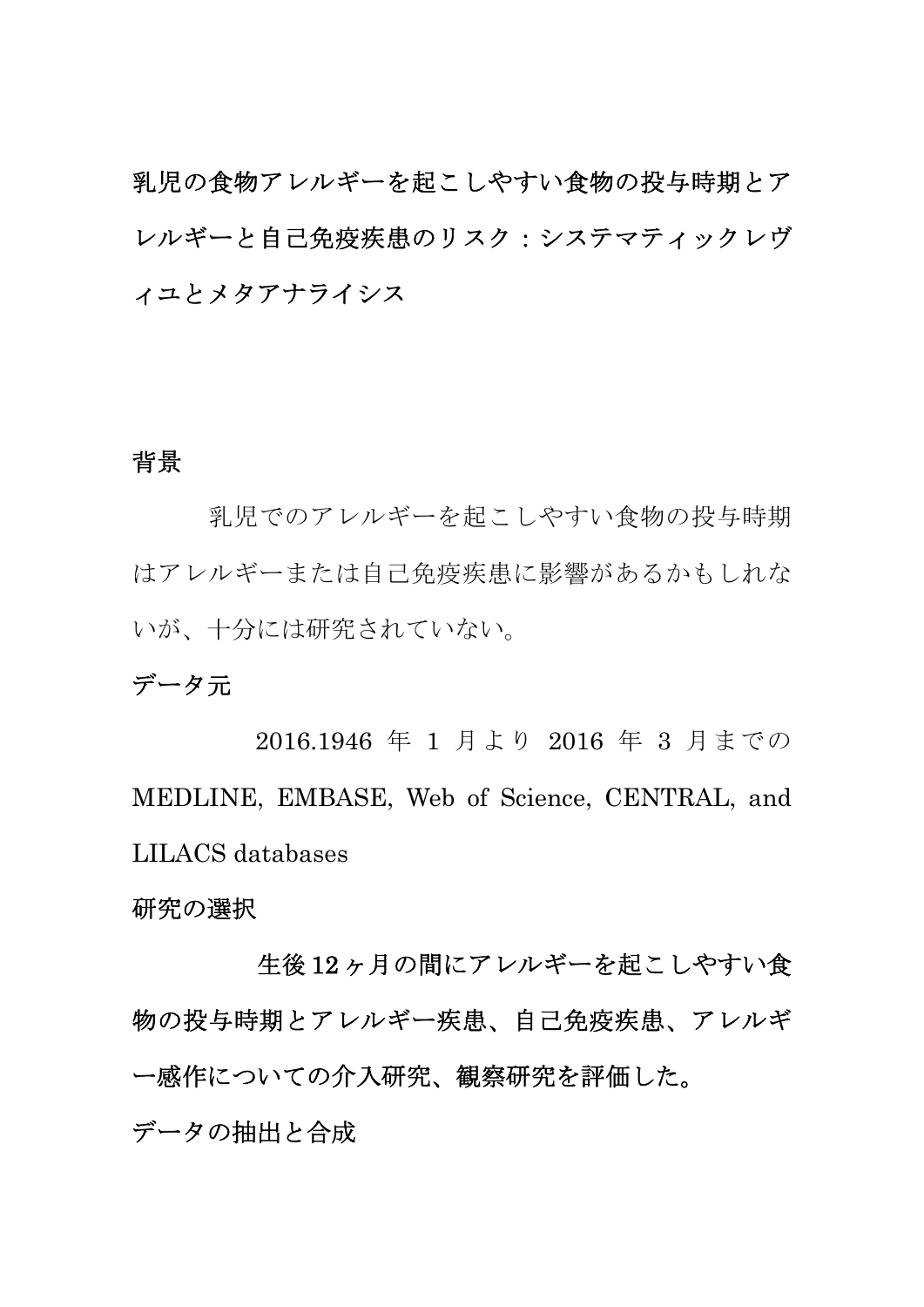# 乳児の食物アレルギーを起こしやすい食物の投与時期とアレルギーと自己免疫疾患のリスク：システマティックレヴィユとメタアナライシス

## 背景

乳児でのアレルギーを起こしやすい食物の投与時期はアレルギーまたは自己免疫疾患に影響があるかもしれないが、十分には研究されていない。

## データ元

2016.1946 年 1 月より 2016 年 3 月までの MEDLINE, EMBASE, Web of Science, CENTRAL, and LILACS databases

## 研究の選択

生後 12 ヶ月の間にアレルギーを起こしやすい食物の投与時期とアレルギー疾患、自己免疫疾患、アレルギー感作についての介入研究、観察研究を評価した。

## データの抽出と合成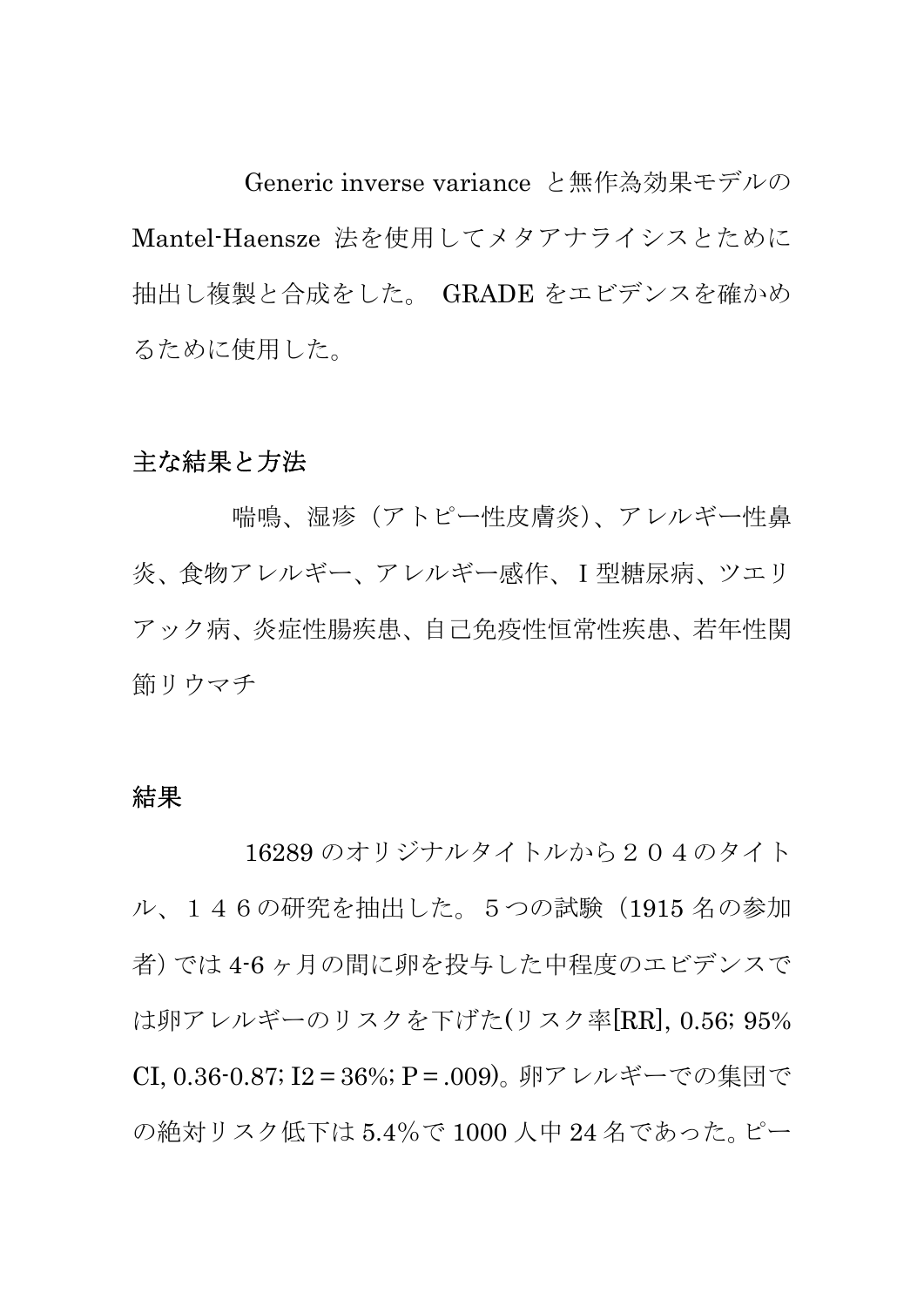Generic inverse variance と無作為効果モデルの Mantel-Haensze 法を使用してメタアナライシスとために抽出し複製と合成をした。 GRADE をエビデンスを確かめるために使用した。

## 主な結果と方法

嘴鳴、湿疹（アトピー性皮膚炎）、アレルギー性鼻炎、食物アレルギー、アレルギー感作、I 型糖尿病、ツエリアック病、炎症性腸疾患、自己免疫性恒常性疾患、若年性関節リウマチ

## 結果

16289 のオリジナルタイトルから２０４のタイトル、１４６の研究を抽出した。５つの試験（1915 名の参加者）では 4-6 ヶ月の間に卵を投与した中程度のエビデンスでは卵アレルギーのリスクを下げた(リスク率[RR], 0.56; 95% CI, 0.36-0.87; I2 = 36%; P = .009)。卵アレルギーでの集団での絶対リスク低下は 5.4%で 1000 人中 24 名であった。ピー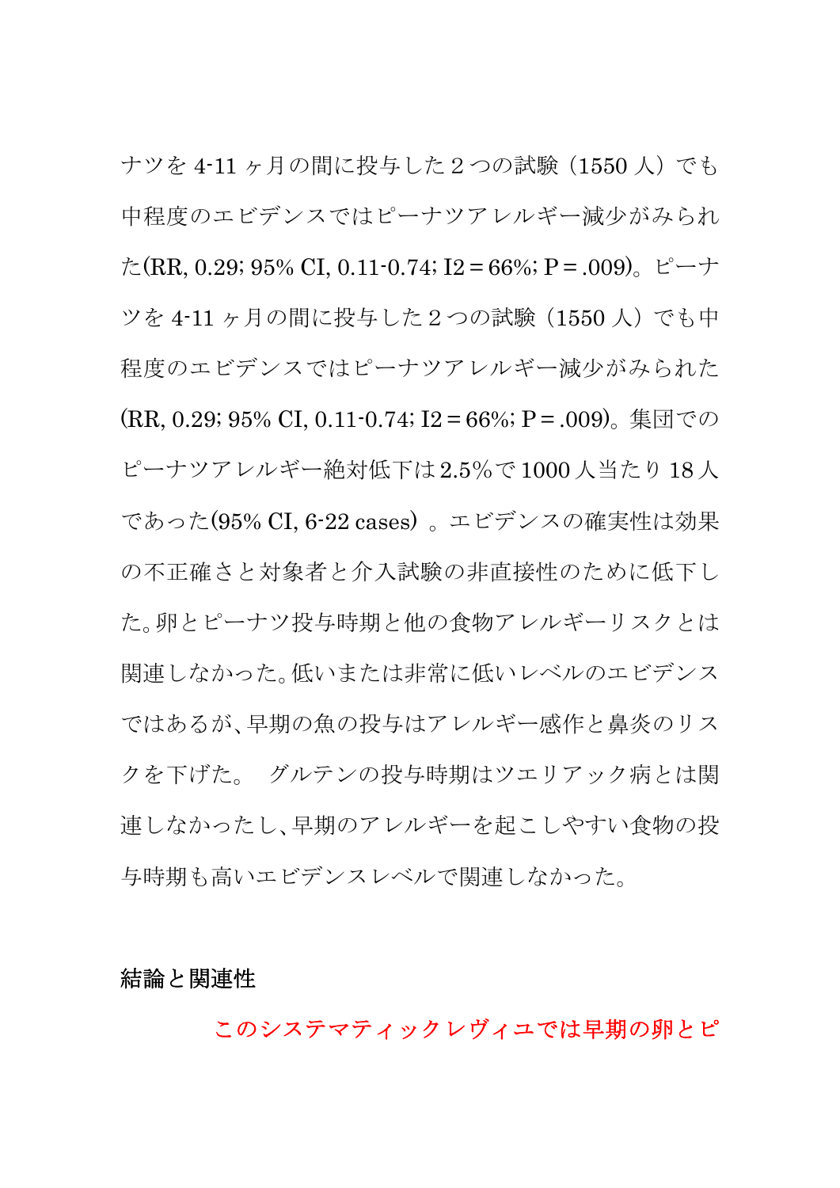ナツを 4-11 ヶ月の間に投与した 2 つの試験（1550 人）でも中程度のエビデンスではピーナツアレルギー減少がみられた(RR, 0.29; 95% CI, 0.11-0.74; I2 = 66%; P = .009)。ピーナツを 4-11 ヶ月の間に投与した 2 つの試験（1550 人）でも中程度のエビデンスではピーナツアレルギー減少がみられた(RR, 0.29; 95% CI, 0.11-0.74; I2 = 66%; P = .009)。集団でのピーナツアレルギー絶対低下は2.5%で 1000 人当たり 18 人であった(95% CI, 6-22 cases）。エビデンスの確実性は効果の不正確さと対象者と介入試験の非直接性のために低下した。卵とピーナツ投与時期と他の食物アレルギーリスクとは関連しなかった。低いまたは非常に低いレベルのエビデンスではあるが、早期の魚の投与はアレルギー感作と鼻炎のリスクを下げた。　グルテンの投与時期はツエリアック病とは関連しなかったし、早期のアレルギーを起こしやすい食物の投与時期も高いエビデンスレベルで関連しなかった。

**結論と関連性**

　　　　このシステマティックレヴィユでは早期の卵とピ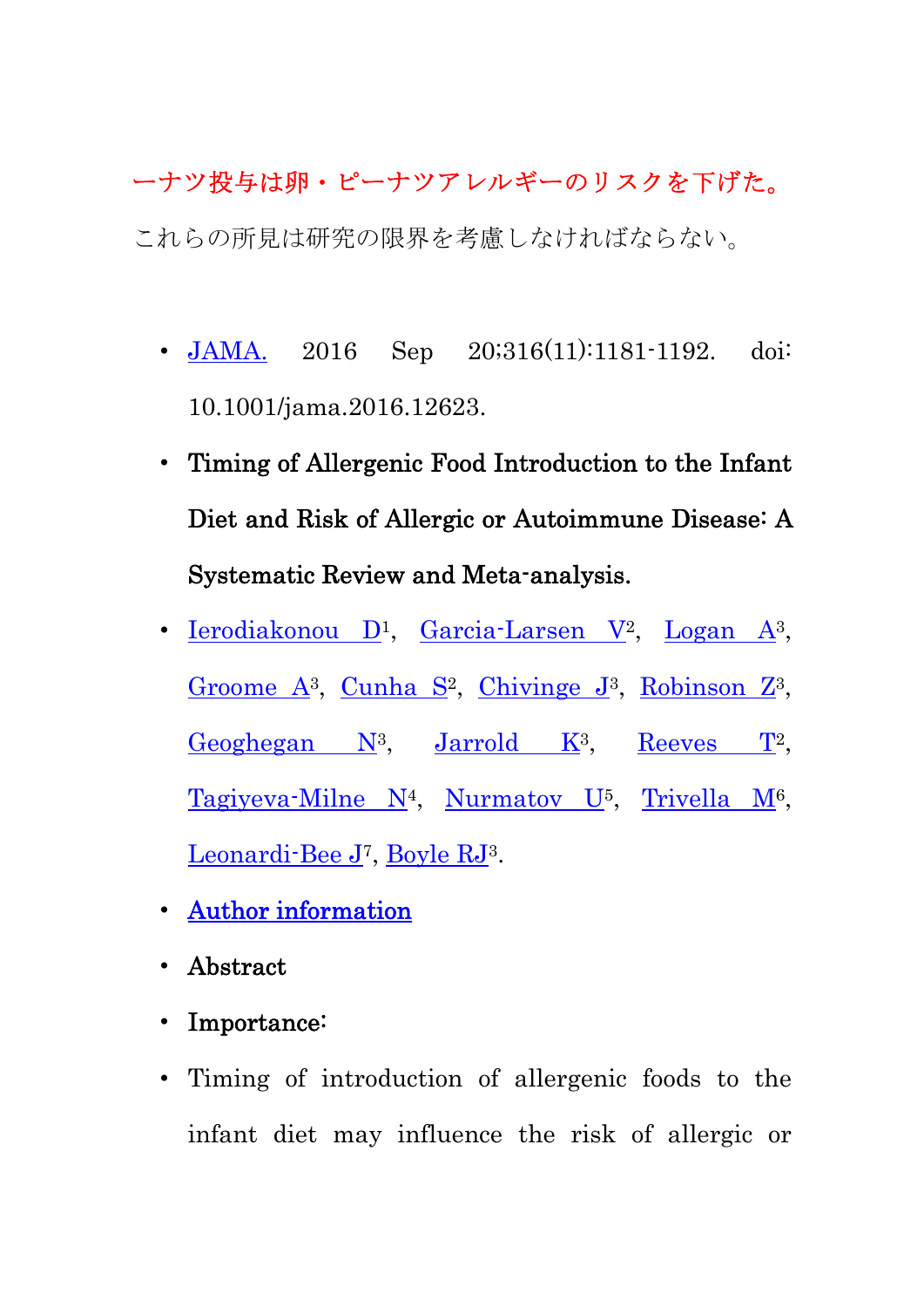ーナツ投与は卵・ピーナツアレルギーのリスクを下げた。

これらの所見は研究の限界を考慮しなければならない。

- JAMA. 2016 Sep 20;316(11):1181-1192. doi: 10.1001/jama.2016.12623.
- **Timing of Allergenic Food Introduction to the Infant Diet and Risk of Allergic or Autoimmune Disease: A Systematic Review and Meta-analysis.**
- Ierodiakonou D[1], Garcia-Larsen V[2], Logan A[3], Groome A[3], Cunha S[2], Chivinge J[3], Robinson Z[3], Geoghegan N[3], Jarrold K[3], Reeves T[2], Tagiyeva-Milne N[4], Nurmatov U[5], Trivella M[6], Leonardi-Bee J[7], Boyle RJ[3].
- **Author information**
- **Abstract**
- **Importance:**
- Timing of introduction of allergenic foods to the infant diet may influence the risk of allergic or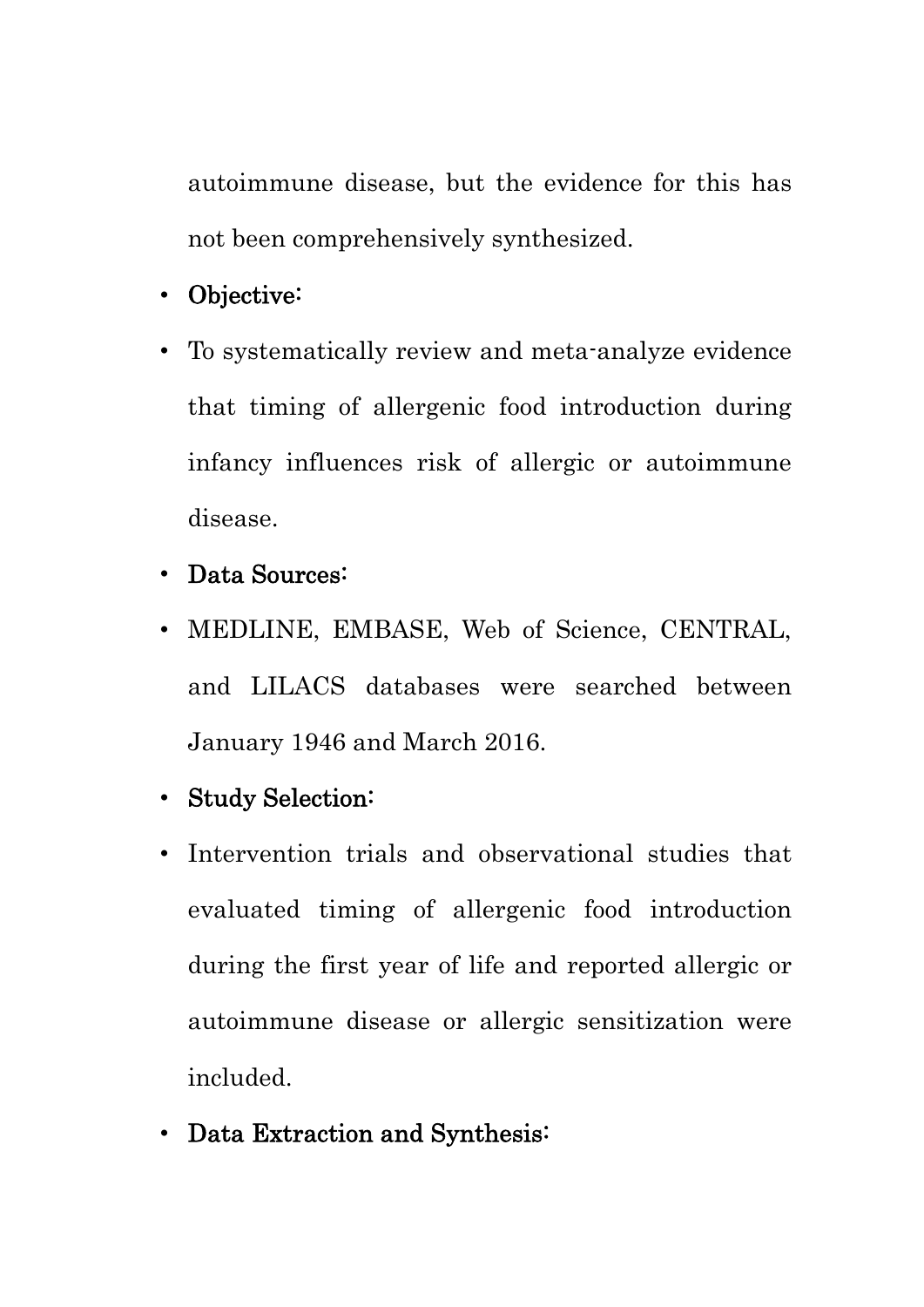autoimmune disease, but the evidence for this has not been comprehensively synthesized.

- **Objective:**
- To systematically review and meta-analyze evidence that timing of allergenic food introduction during infancy influences risk of allergic or autoimmune disease.
- **Data Sources:**
- MEDLINE, EMBASE, Web of Science, CENTRAL, and LILACS databases were searched between January 1946 and March 2016.
- **Study Selection:**
- Intervention trials and observational studies that evaluated timing of allergenic food introduction during the first year of life and reported allergic or autoimmune disease or allergic sensitization were included.
- **Data Extraction and Synthesis:**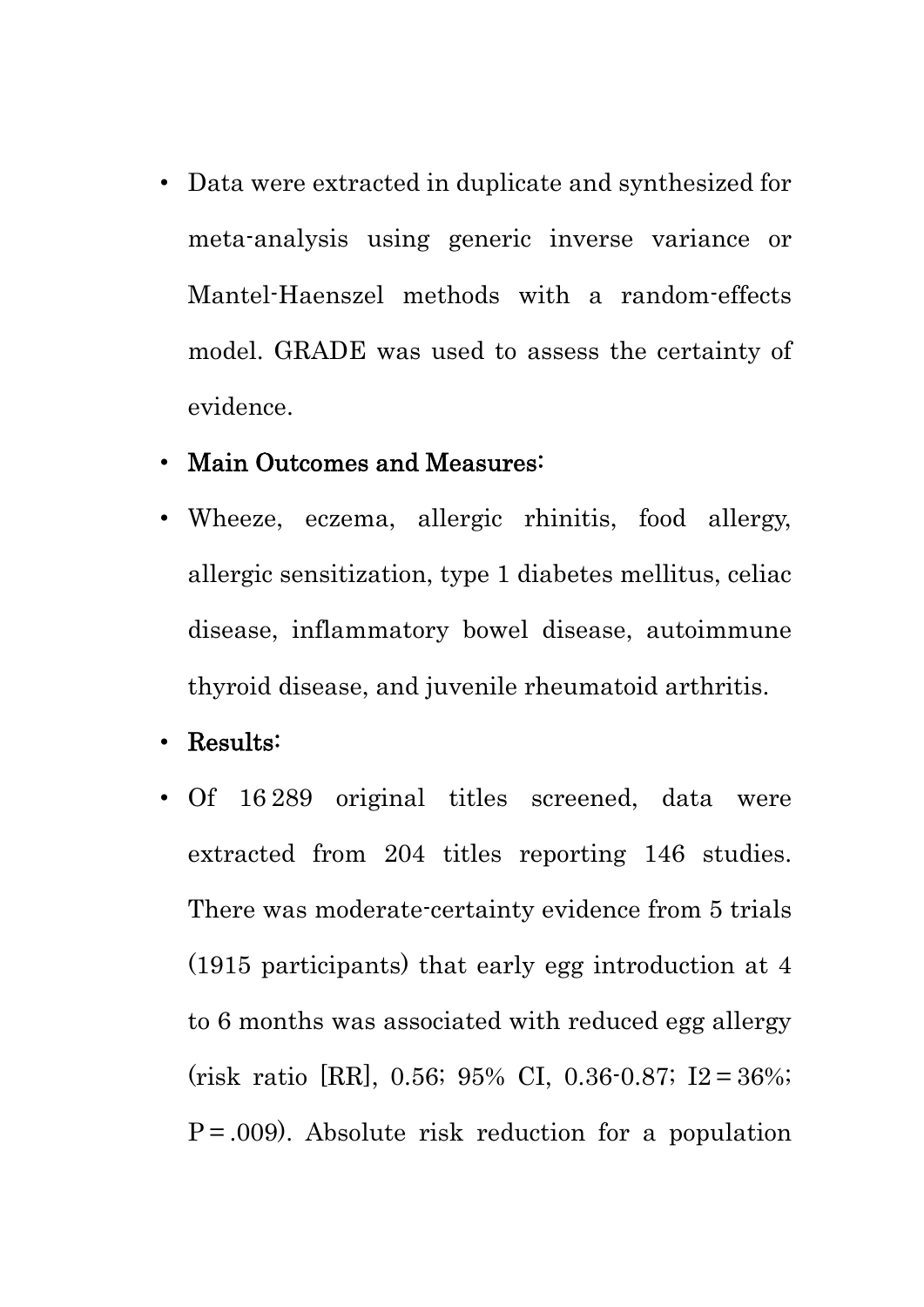- Data were extracted in duplicate and synthesized for meta-analysis using generic inverse variance or Mantel-Haenszel methods with a random-effects model. GRADE was used to assess the certainty of evidence.
- **Main Outcomes and Measures:**
- Wheeze, eczema, allergic rhinitis, food allergy, allergic sensitization, type 1 diabetes mellitus, celiac disease, inflammatory bowel disease, autoimmune thyroid disease, and juvenile rheumatoid arthritis.
- **Results:**
- Of 16 289 original titles screened, data were extracted from 204 titles reporting 146 studies. There was moderate-certainty evidence from 5 trials (1915 participants) that early egg introduction at 4 to 6 months was associated with reduced egg allergy (risk ratio [RR], 0.56; 95% CI, 0.36-0.87; $I^2 = 36\%$; $P = .009$). Absolute risk reduction for a population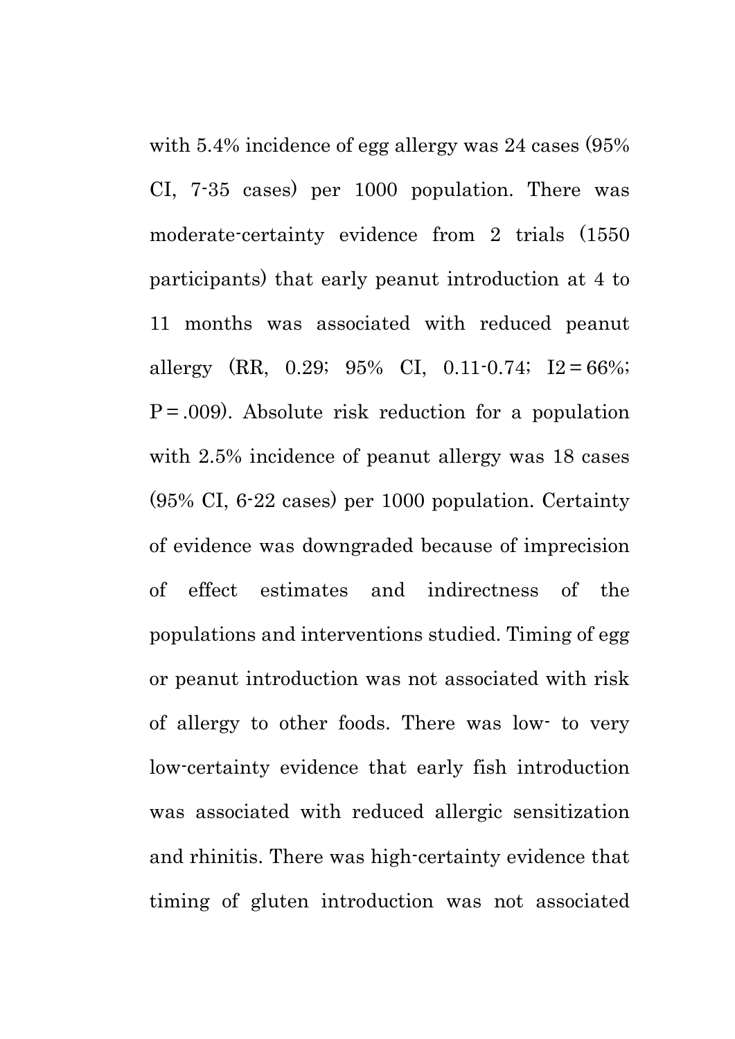with 5.4% incidence of egg allergy was 24 cases (95% CI, 7-35 cases) per 1000 population. There was moderate-certainty evidence from 2 trials (1550 participants) that early peanut introduction at 4 to 11 months was associated with reduced peanut allergy (RR, 0.29; 95% CI, 0.11-0.74; $I^2 = 66\%$; $P = .009$). Absolute risk reduction for a population with 2.5% incidence of peanut allergy was 18 cases (95% CI, 6-22 cases) per 1000 population. Certainty of evidence was downgraded because of imprecision of effect estimates and indirectness of the populations and interventions studied. Timing of egg or peanut introduction was not associated with risk of allergy to other foods. There was low- to very low-certainty evidence that early fish introduction was associated with reduced allergic sensitization and rhinitis. There was high-certainty evidence that timing of gluten introduction was not associated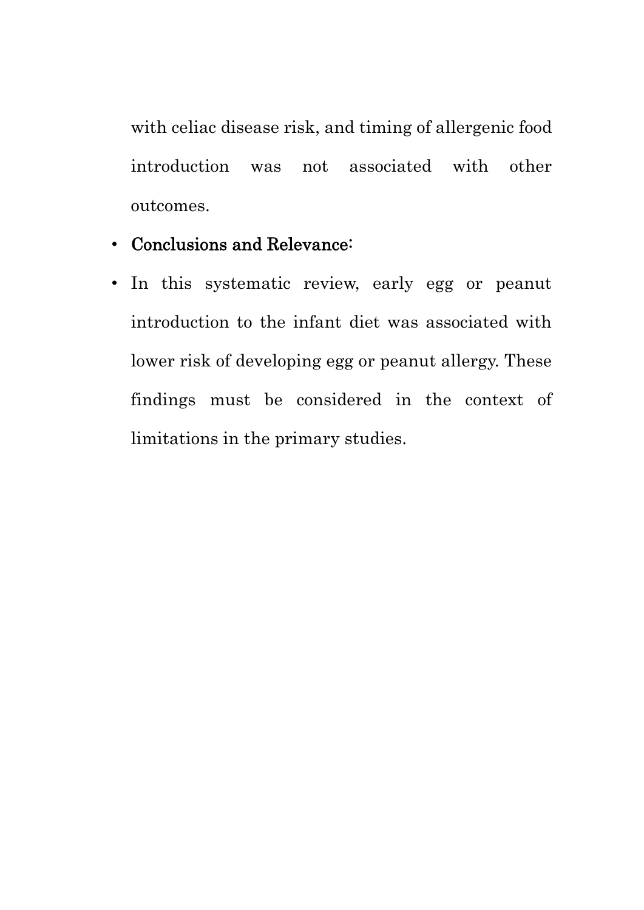with celiac disease risk, and timing of allergenic food introduction was not associated with other outcomes.

- **Conclusions and Relevance:**
- In this systematic review, early egg or peanut introduction to the infant diet was associated with lower risk of developing egg or peanut allergy. These findings must be considered in the context of limitations in the primary studies.